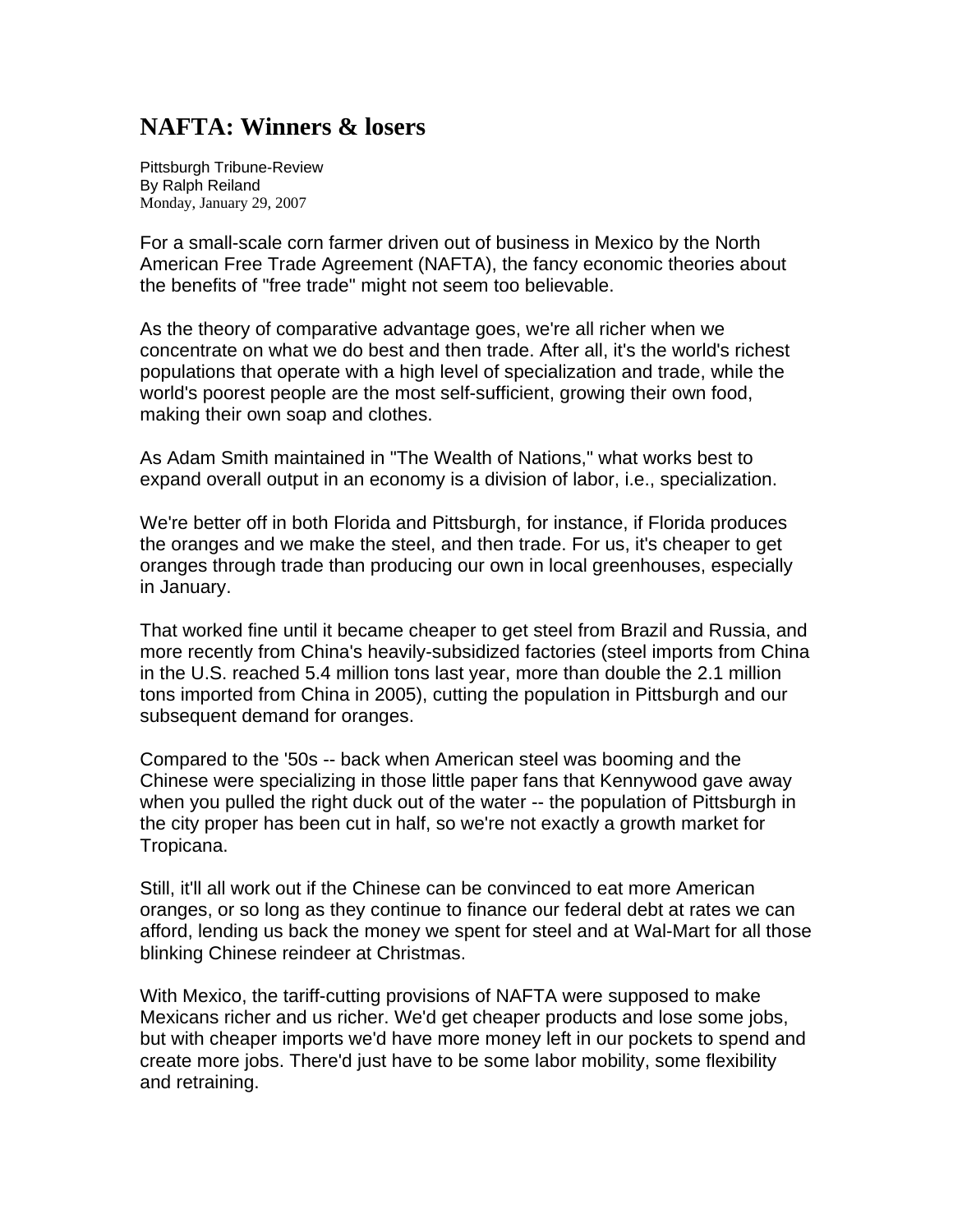# NAFTA: Winners & losers

Pittsburgh Tribune-Review
By Ralph Reiland
Monday, January 29, 2007

For a small-scale corn farmer driven out of business in Mexico by the North American Free Trade Agreement (NAFTA), the fancy economic theories about the benefits of "free trade" might not seem too believable.

As the theory of comparative advantage goes, we're all richer when we concentrate on what we do best and then trade. After all, it's the world's richest populations that operate with a high level of specialization and trade, while the world's poorest people are the most self-sufficient, growing their own food, making their own soap and clothes.

As Adam Smith maintained in "The Wealth of Nations," what works best to expand overall output in an economy is a division of labor, i.e., specialization.

We're better off in both Florida and Pittsburgh, for instance, if Florida produces the oranges and we make the steel, and then trade. For us, it's cheaper to get oranges through trade than producing our own in local greenhouses, especially in January.

That worked fine until it became cheaper to get steel from Brazil and Russia, and more recently from China's heavily-subsidized factories (steel imports from China in the U.S. reached 5.4 million tons last year, more than double the 2.1 million tons imported from China in 2005), cutting the population in Pittsburgh and our subsequent demand for oranges.

Compared to the '50s -- back when American steel was booming and the Chinese were specializing in those little paper fans that Kennywood gave away when you pulled the right duck out of the water -- the population of Pittsburgh in the city proper has been cut in half, so we're not exactly a growth market for Tropicana.

Still, it'll all work out if the Chinese can be convinced to eat more American oranges, or so long as they continue to finance our federal debt at rates we can afford, lending us back the money we spent for steel and at Wal-Mart for all those blinking Chinese reindeer at Christmas.

With Mexico, the tariff-cutting provisions of NAFTA were supposed to make Mexicans richer and us richer. We'd get cheaper products and lose some jobs, but with cheaper imports we'd have more money left in our pockets to spend and create more jobs. There'd just have to be some labor mobility, some flexibility and retraining.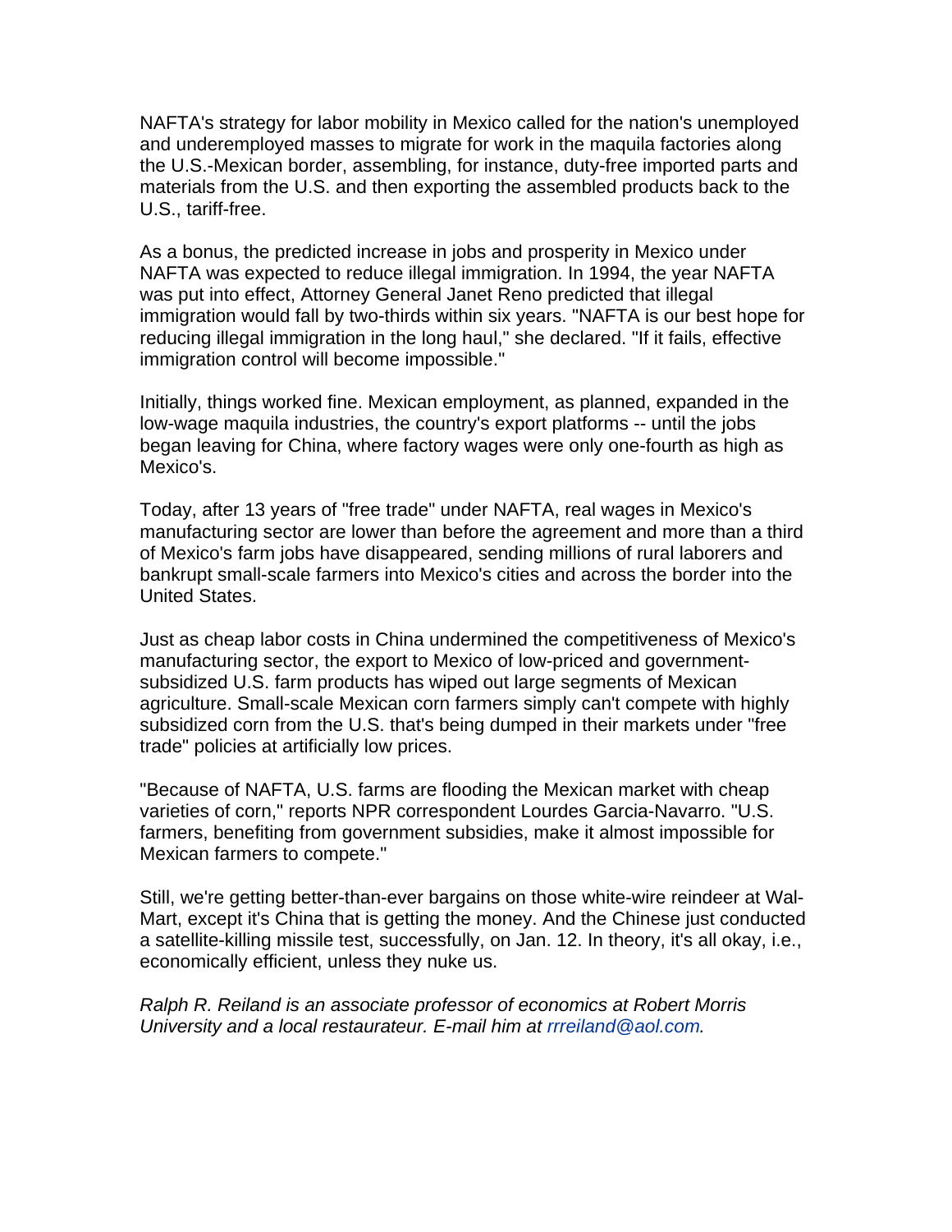NAFTA's strategy for labor mobility in Mexico called for the nation's unemployed and underemployed masses to migrate for work in the maquila factories along the U.S.-Mexican border, assembling, for instance, duty-free imported parts and materials from the U.S. and then exporting the assembled products back to the U.S., tariff-free.

As a bonus, the predicted increase in jobs and prosperity in Mexico under NAFTA was expected to reduce illegal immigration. In 1994, the year NAFTA was put into effect, Attorney General Janet Reno predicted that illegal immigration would fall by two-thirds within six years. "NAFTA is our best hope for reducing illegal immigration in the long haul," she declared. "If it fails, effective immigration control will become impossible."

Initially, things worked fine. Mexican employment, as planned, expanded in the low-wage maquila industries, the country's export platforms -- until the jobs began leaving for China, where factory wages were only one-fourth as high as Mexico's.

Today, after 13 years of "free trade" under NAFTA, real wages in Mexico's manufacturing sector are lower than before the agreement and more than a third of Mexico's farm jobs have disappeared, sending millions of rural laborers and bankrupt small-scale farmers into Mexico's cities and across the border into the United States.

Just as cheap labor costs in China undermined the competitiveness of Mexico's manufacturing sector, the export to Mexico of low-priced and government-subsidized U.S. farm products has wiped out large segments of Mexican agriculture. Small-scale Mexican corn farmers simply can't compete with highly subsidized corn from the U.S. that's being dumped in their markets under "free trade" policies at artificially low prices.

"Because of NAFTA, U.S. farms are flooding the Mexican market with cheap varieties of corn," reports NPR correspondent Lourdes Garcia-Navarro. "U.S. farmers, benefiting from government subsidies, make it almost impossible for Mexican farmers to compete."

Still, we're getting better-than-ever bargains on those white-wire reindeer at Wal-Mart, except it's China that is getting the money. And the Chinese just conducted a satellite-killing missile test, successfully, on Jan. 12. In theory, it's all okay, i.e., economically efficient, unless they nuke us.

*Ralph R. Reiland is an associate professor of economics at Robert Morris University and a local restaurateur. E-mail him at rrreiland@aol.com.*